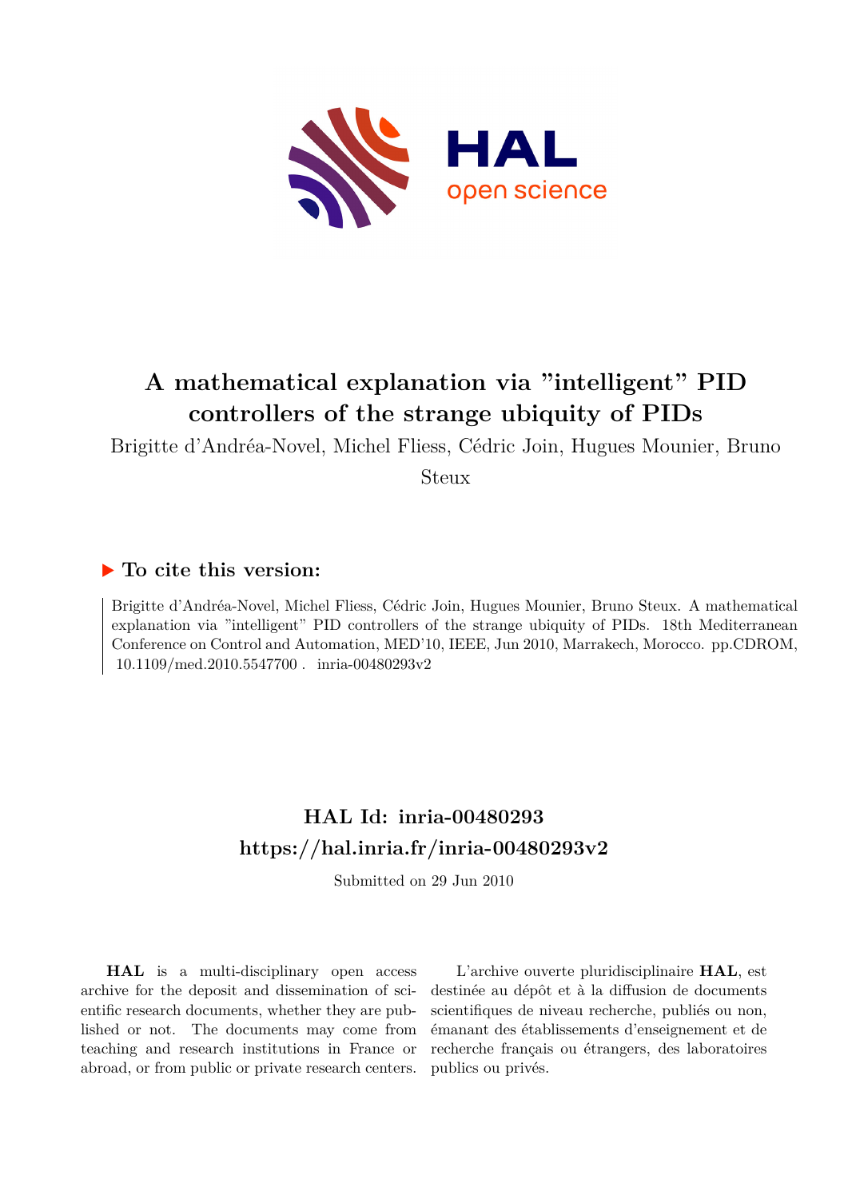# A mathematical explanation via "intelligent" PID controllers of the strange ubiquity of PIDs

Brigitte d'Andréa-Novel, Michel Fliess, Cédric Join, Hugues Mounier, Bruno Steux

## ▶ To cite this version:

Brigitte d'Andréa-Novel, Michel Fliess, Cédric Join, Hugues Mounier, Bruno Steux. A mathematical explanation via "intelligent" PID controllers of the strange ubiquity of PIDs. 18th Mediterranean Conference on Control and Automation, MED'10, IEEE, Jun 2010, Marrakech, Morocco. pp.CDROM, 10.1109/med.2010.5547700 . inria-00480293v2

## HAL Id: inria-00480293
## https://hal.inria.fr/inria-00480293v2

Submitted on 29 Jun 2010

**HAL** is a multi-disciplinary open access archive for the deposit and dissemination of scientific research documents, whether they are published or not. The documents may come from teaching and research institutions in France or abroad, or from public or private research centers.

L'archive ouverte pluridisciplinaire **HAL**, est destinée au dépôt et à la diffusion de documents scientifiques de niveau recherche, publiés ou non, émanant des établissements d'enseignement et de recherche français ou étrangers, des laboratoires publics ou privés.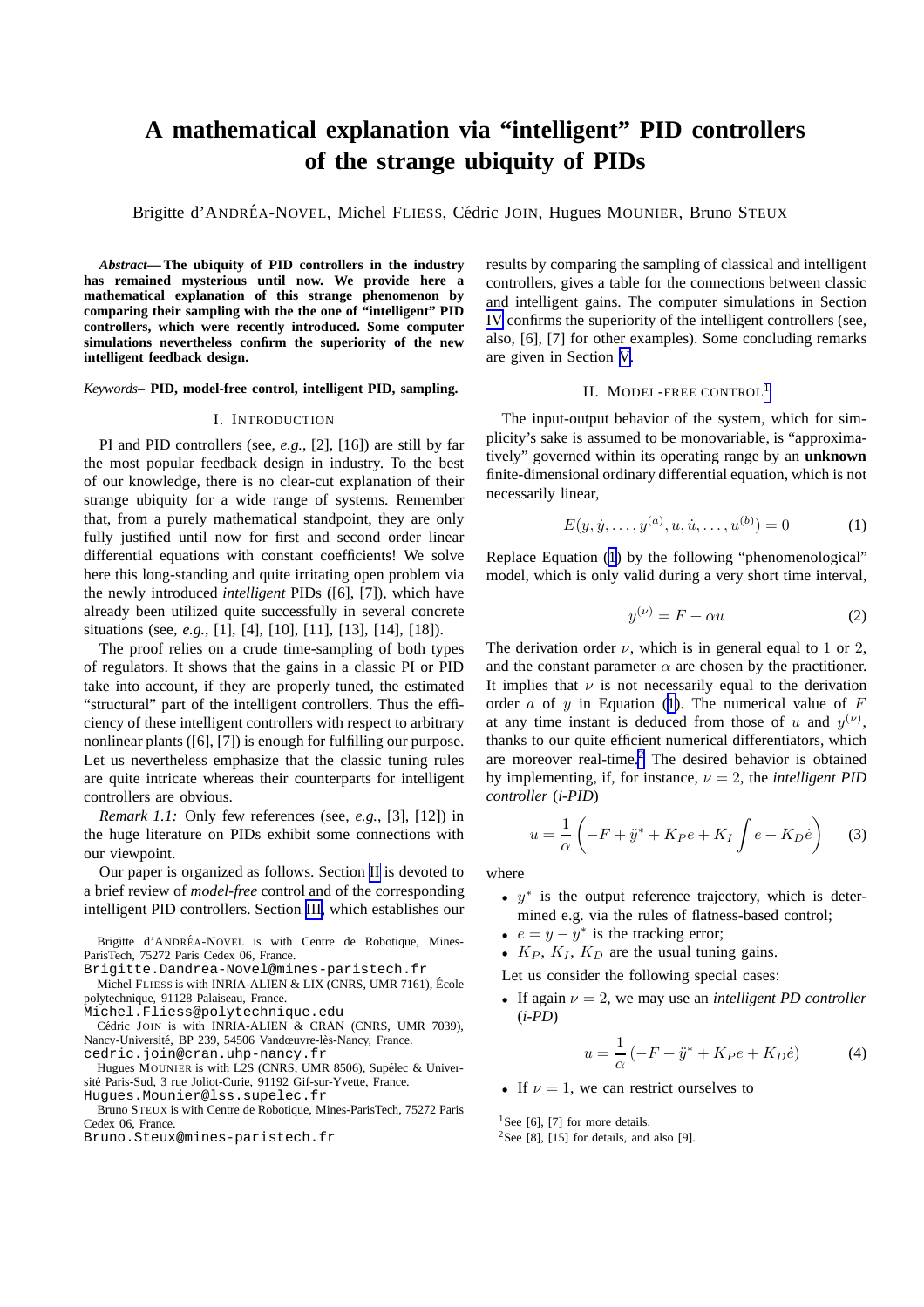# A mathematical explanation via "intelligent" PID controllers of the strange ubiquity of PIDs

Brigitte d'ANDRÉA-NOVEL, Michel FLIESS, Cédric JOIN, Hugues MOUNIER, Bruno STEUX

***Abstract*— The ubiquity of PID controllers in the industry has remained mysterious until now. We provide here a mathematical explanation of this strange phenomenon by comparing their sampling with the the one of "intelligent" PID controllers, which were recently introduced. Some computer simulations nevertheless confirm the superiority of the new intelligent feedback design.**

*Keywords*– **PID, model-free control, intelligent PID, sampling.**

## I. INTRODUCTION

PI and PID controllers (see, *e.g.*, [2], [16]) are still by far the most popular feedback design in industry. To the best of our knowledge, there is no clear-cut explanation of their strange ubiquity for a wide range of systems. Remember that, from a purely mathematical standpoint, they are only fully justified until now for first and second order linear differential equations with constant coefficients! We solve here this long-standing and quite irritating open problem via the newly introduced *intelligent* PIDs ([6], [7]), which have already been utilized quite successfully in several concrete situations (see, *e.g.*, [1], [4], [10], [11], [13], [14], [18]).

The proof relies on a crude time-sampling of both types of regulators. It shows that the gains in a classic PI or PID take into account, if they are properly tuned, the estimated "structural" part of the intelligent controllers. Thus the efficiency of these intelligent controllers with respect to arbitrary nonlinear plants ([6], [7]) is enough for fulfilling our purpose. Let us nevertheless emphasize that the classic tuning rules are quite intricate whereas their counterparts for intelligent controllers are obvious.

*Remark 1.1:* Only few references (see, *e.g.*, [3], [12]) in the huge literature on PIDs exhibit some connections with our viewpoint.

Our paper is organized as follows. Section II is devoted to a brief review of *model-free* control and of the corresponding intelligent PID controllers. Section III, which establishes our results by comparing the sampling of classical and intelligent controllers, gives a table for the connections between classic and intelligent gains. The computer simulations in Section IV confirms the superiority of the intelligent controllers (see, also, [6], [7] for other examples). Some concluding remarks are given in Section V.

Brigitte d'ANDRÉA-NOVEL is with Centre de Robotique, Mines-ParisTech, 75272 Paris Cedex 06, France.
Brigitte.Dandrea-Novel@mines-paristech.fr

Michel FLIESS is with INRIA-ALIEN & LIX (CNRS, UMR 7161), École polytechnique, 91128 Palaiseau, France.
Michel.Fliess@polytechnique.edu

Cédric JOIN is with INRIA-ALIEN & CRAN (CNRS, UMR 7039), Nancy-Université, BP 239, 54506 Vandœuvre-lès-Nancy, France.
cedric.join@cran.uhp-nancy.fr

Hugues MOUNIER is with L2S (CNRS, UMR 8506), Supélec & Université Paris-Sud, 3 rue Joliot-Curie, 91192 Gif-sur-Yvette, France.
Hugues.Mounier@lss.supelec.fr

Bruno STEUX is with Centre de Robotique, Mines-ParisTech, 75272 Paris Cedex 06, France.
Bruno.Steux@mines-paristech.fr

## II. MODEL-FREE CONTROL[1]

The input-output behavior of the system, which for simplicity's sake is assumed to be monovariable, is "approximatively" governed within its operating range by an **unknown** finite-dimensional ordinary differential equation, which is not necessarily linear,

$$E(y, \dot{y}, \ldots, y^{(a)}, u, \dot{u}, \ldots, u^{(b)}) = 0 \tag{1}$$

Replace Equation (1) by the following "phenomenological" model, which is only valid during a very short time interval,

$$y^{(\nu)} = F + \alpha u \tag{2}$$

The derivation order $\nu$, which is in general equal to 1 or 2, and the constant parameter $\alpha$ are chosen by the practitioner. It implies that $\nu$ is not necessarily equal to the derivation order $a$ of $y$ in Equation (1). The numerical value of $F$ at any time instant is deduced from those of $u$ and $y^{(\nu)}$, thanks to our quite efficient numerical differentiators, which are moreover real-time.[2] The desired behavior is obtained by implementing, if, for instance, $\nu = 2$, the *intelligent PID controller* (*i-PID*)

$$u = \frac{1}{\alpha}\left(-F + \ddot{y}^* + K_P e + K_I \int e + K_D \dot{e}\right) \tag{3}$$

where

- $y^*$ is the output reference trajectory, which is determined e.g. via the rules of flatness-based control;
- $e = y - y^*$ is the tracking error;
- $K_P$, $K_I$, $K_D$ are the usual tuning gains.

Let us consider the following special cases:

- If again $\nu = 2$, we may use an *intelligent PD controller* (*i-PD*)

$$u = \frac{1}{\alpha}\left(-F + \ddot{y}^* + K_P e + K_D \dot{e}\right) \tag{4}$$

- If $\nu = 1$, we can restrict ourselves to

[1] See [6], [7] for more details.

[2] See [8], [15] for details, and also [9].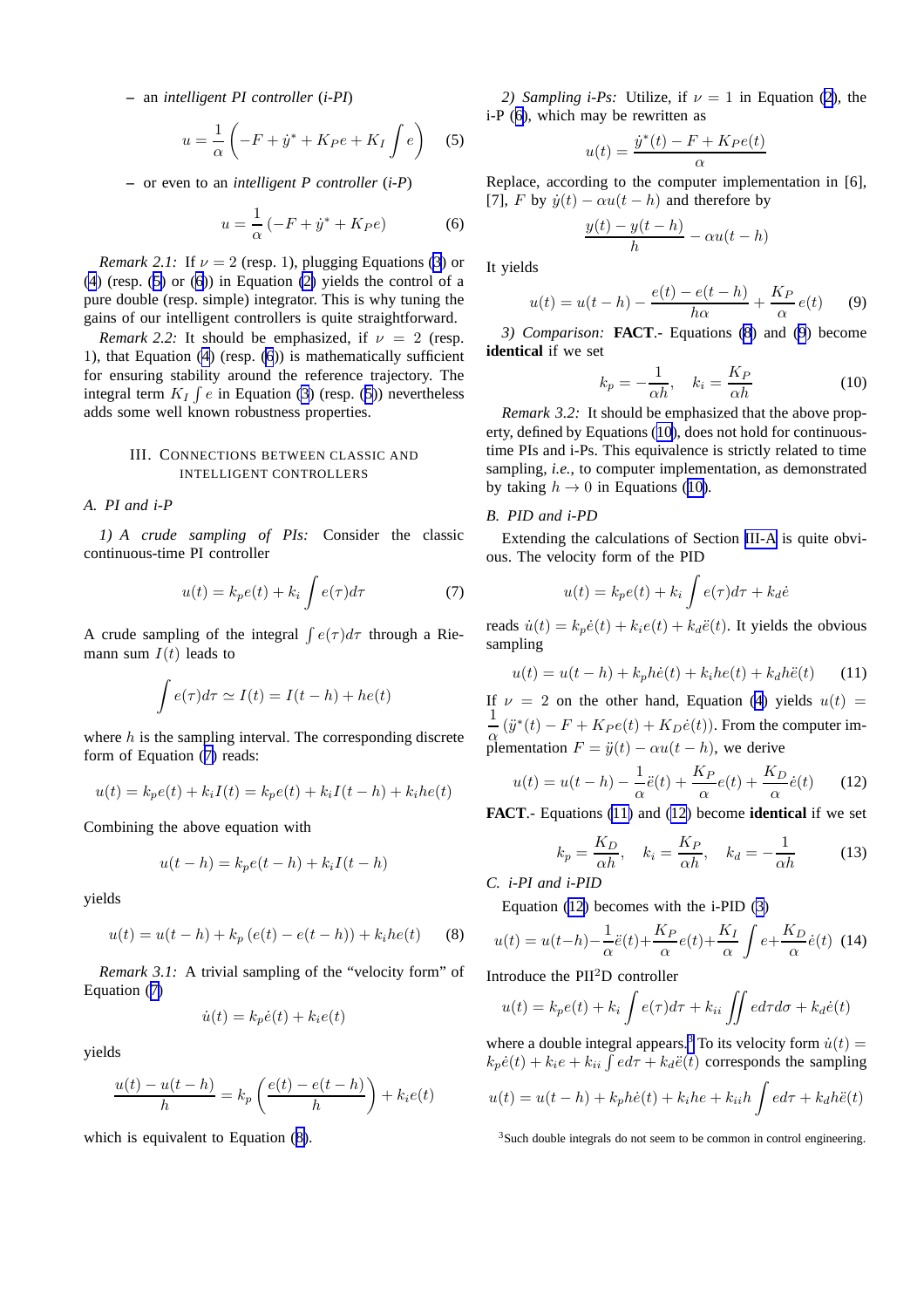– an *intelligent PI controller* (*i-PI*)

$$u = \frac{1}{\alpha}\left(-F + \dot{y}^* + K_P e + K_I \int e\right) \quad (5)$$

– or even to an *intelligent P controller* (*i-P*)

$$u = \frac{1}{\alpha}\left(-F + \dot{y}^* + K_P e\right) \quad (6)$$

*Remark 2.1:* If $\nu = 2$ (resp. 1), plugging Equations (3) or (4) (resp. (5) or (6)) in Equation (2) yields the control of a pure double (resp. simple) integrator. This is why tuning the gains of our intelligent controllers is quite straightforward.

*Remark 2.2:* It should be emphasized, if $\nu = 2$ (resp. 1), that Equation (4) (resp. (6)) is mathematically sufficient for ensuring stability around the reference trajectory. The integral term $K_I \int e$ in Equation (3) (resp. (5)) nevertheless adds some well known robustness properties.

## III. Connections between classic and intelligent controllers

### A. PI and i-P

*1) A crude sampling of PIs:* Consider the classic continuous-time PI controller

$$u(t) = k_p e(t) + k_i \int e(\tau)d\tau \quad (7)$$

A crude sampling of the integral $\int e(\tau)d\tau$ through a Riemann sum $I(t)$ leads to

$$\int e(\tau)d\tau \simeq I(t) = I(t-h) + he(t)$$

where $h$ is the sampling interval. The corresponding discrete form of Equation (7) reads:

$$u(t) = k_p e(t) + k_i I(t) = k_p e(t) + k_i I(t-h) + k_i he(t)$$

Combining the above equation with

$$u(t-h) = k_p e(t-h) + k_i I(t-h)$$

yields

$$u(t) = u(t-h) + k_p\left(e(t) - e(t-h)\right) + k_i he(t) \quad (8)$$

*Remark 3.1:* A trivial sampling of the "velocity form" of Equation (7)

$$\dot{u}(t) = k_p \dot{e}(t) + k_i e(t)$$

yields

$$\frac{u(t) - u(t-h)}{h} = k_p\left(\frac{e(t) - e(t-h)}{h}\right) + k_i e(t)$$

which is equivalent to Equation (8).

*2) Sampling i-Ps:* Utilize, if $\nu = 1$ in Equation (2), the i-P (6), which may be rewritten as

$$u(t) = \frac{\dot{y}^*(t) - F + K_P e(t)}{\alpha}$$

Replace, according to the computer implementation in [6], [7], $F$ by $\dot{y}(t) - \alpha u(t-h)$ and therefore by

$$\frac{y(t) - y(t-h)}{h} - \alpha u(t-h)$$

It yields

$$u(t) = u(t-h) - \frac{e(t) - e(t-h)}{h\alpha} + \frac{K_P}{\alpha}e(t) \quad (9)$$

*3) Comparison:* **FACT**.- Equations (8) and (9) become **identical** if we set

$$k_p = -\frac{1}{\alpha h}, \quad k_i = \frac{K_P}{\alpha h} \quad (10)$$

*Remark 3.2:* It should be emphasized that the above property, defined by Equations (10), does not hold for continuous-time PIs and i-Ps. This equivalence is strictly related to time sampling, *i.e.*, to computer implementation, as demonstrated by taking $h \to 0$ in Equations (10).

### B. PID and i-PD

Extending the calculations of Section III-A is quite obvious. The velocity form of the PID

$$u(t) = k_p e(t) + k_i \int e(\tau)d\tau + k_d \dot{e}$$

reads $\dot{u}(t) = k_p \dot{e}(t) + k_i e(t) + k_d \ddot{e}(t)$. It yields the obvious sampling

$$u(t) = u(t-h) + k_p h\dot{e}(t) + k_i he(t) + k_d h\ddot{e}(t) \quad (11)$$

If $\nu = 2$ on the other hand, Equation (4) yields $u(t) = \frac{1}{\alpha}\left(\ddot{y}^*(t) - F + K_P e(t) + K_D \dot{e}(t)\right)$. From the computer implementation $F = \ddot{y}(t) - \alpha u(t-h)$, we derive

$$u(t) = u(t-h) - \frac{1}{\alpha}\ddot{e}(t) + \frac{K_P}{\alpha}e(t) + \frac{K_D}{\alpha}\dot{e}(t) \quad (12)$$

**FACT**.- Equations (11) and (12) become **identical** if we set

$$k_p = \frac{K_D}{\alpha h}, \quad k_i = \frac{K_P}{\alpha h}, \quad k_d = -\frac{1}{\alpha h} \quad (13)$$

### C. i-PI and i-PID

Equation (12) becomes with the i-PID (3)

$$u(t) = u(t-h) - \frac{1}{\alpha}\ddot{e}(t) + \frac{K_P}{\alpha}e(t) + \frac{K_I}{\alpha}\int e + \frac{K_D}{\alpha}\dot{e}(t) \quad (14)$$

Introduce the PI$^2$D controller

$$u(t) = k_p e(t) + k_i \int e(\tau)d\tau + k_{ii} \iint e\, d\tau d\sigma + k_d \dot{e}(t)$$

where a double integral appears.[3] To its velocity form $\dot{u}(t) = k_p \dot{e}(t) + k_i e + k_{ii} \int e d\tau + k_d \ddot{e}(t)$ corresponds the sampling

$$u(t) = u(t-h) + k_p h\dot{e}(t) + k_i he + k_{ii} h \int e d\tau + k_d h\ddot{e}(t)$$

[3] Such double integrals do not seem to be common in control engineering.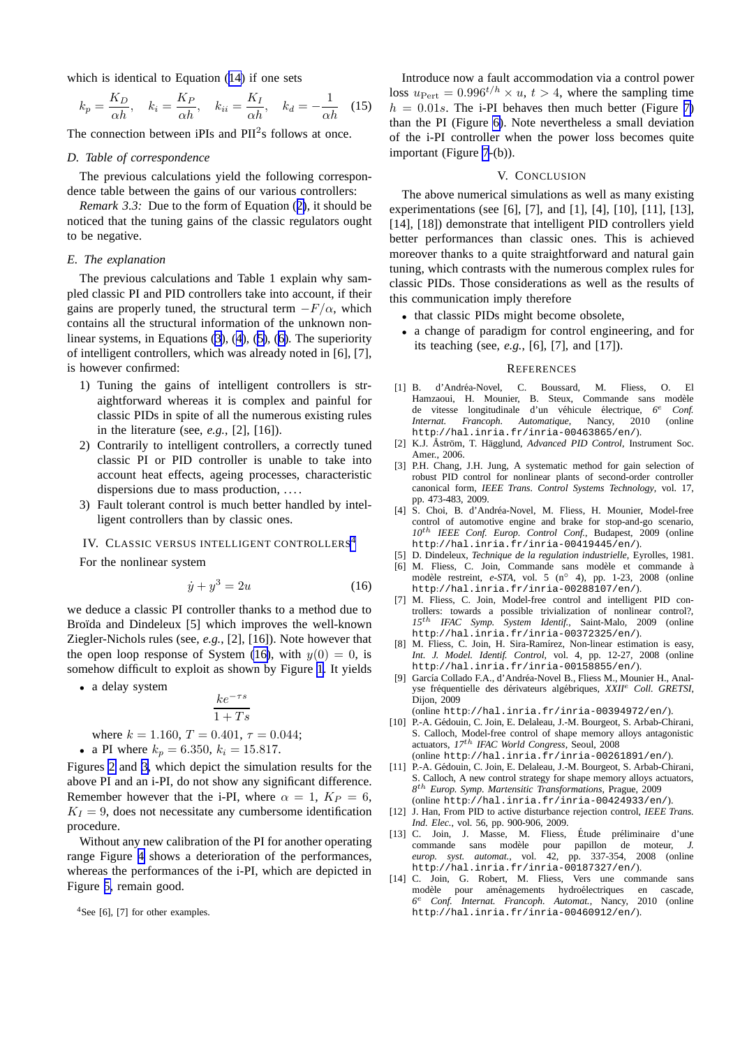which is identical to Equation (14) if one sets

$$k_p = \frac{K_D}{\alpha h}, \quad k_i = \frac{K_P}{\alpha h}, \quad k_{ii} = \frac{K_I}{\alpha h}, \quad k_d = -\frac{1}{\alpha h} \tag{15}$$

The connection between iPIs and PII$^2$s follows at once.

### D. Table of correspondence

The previous calculations yield the following correspondence table between the gains of our various controllers:

*Remark 3.3:* Due to the form of Equation (2), it should be noticed that the tuning gains of all the classic regulators ought to be negative.

### E. The explanation

The previous calculations and Table 1 explain why sampled classic PI and PID controllers take into account, if their gains are properly tuned, the structural term $-F/\alpha$, which contains all the structural information of the unknown nonlinear systems, in Equations (3), (4), (5), (6). The superiority of intelligent controllers, which was already noted in [6], [7], is however confirmed:

1) Tuning the gains of intelligent controllers is straightforward whereas it is complex and painful for classic PIDs in spite of all the numerous existing rules in the literature (see, *e.g.*, [2], [16]).
2) Contrarily to intelligent controllers, a correctly tuned classic PI or PID controller is unable to take into account heat effects, ageing processes, characteristic dispersions due to mass production, ....
3) Fault tolerant control is much better handled by intelligent controllers than by classic ones.

## IV. Classic versus intelligent controllers[4]

For the nonlinear system

$$\dot{y} + y^3 = 2u \tag{16}$$

we deduce a classic PI controller thanks to a method due to Broïda and Dindeleux [5] which improves the well-known Ziegler-Nichols rules (see, *e.g.*, [2], [16]). Note however that the open loop response of System (16), with $y(0) = 0$, is somehow difficult to exploit as shown by Figure 1. It yields

- a delay system

$$\frac{ke^{-\tau s}}{1 + Ts}$$

  where $k = 1.160$, $T = 0.401$, $\tau = 0.044$;
- a PI where $k_p = 6.350$, $k_i = 15.817$.

Figures 2 and 3, which depict the simulation results for the above PI and an i-PI, do not show any significant difference. Remember however that the i-PI, where $\alpha = 1$, $K_P = 6$, $K_I = 9$, does not necessitate any cumbersome identification procedure.

Without any new calibration of the PI for another operating range Figure 4 shows a deterioration of the performances, whereas the performances of the i-PI, which are depicted in Figure 5, remain good.

[4]See [6], [7] for other examples.

Introduce now a fault accommodation via a control power loss $u_{\text{Pert}} = 0.996^{t/h} \times u$, $t > 4$, where the sampling time $h = 0.01s$. The i-PI behaves then much better (Figure 7) than the PI (Figure 6). Note nevertheless a small deviation of the i-PI controller when the power loss becomes quite important (Figure 7-(b)).

## V. Conclusion

The above numerical simulations as well as many existing experimentations (see [6], [7], and [1], [4], [10], [11], [13], [14], [18]) demonstrate that intelligent PID controllers yield better performances than classic ones. This is achieved moreover thanks to a quite straightforward and natural gain tuning, which contrasts with the numerous complex rules for classic PIDs. Those considerations as well as the results of this communication imply therefore

- that classic PIDs might become obsolete,
- a change of paradigm for control engineering, and for its teaching (see, *e.g.*, [6], [7], and [17]).

## References

[1] B. d'Andréa-Novel, C. Boussard, M. Fliess, O. El Hamzaoui, H. Mounier, B. Steux, Commande sans modèle de vitesse longitudinale d'un véhicule électrique, *6$^e$ Conf. Internat. Francoph. Automatique*, Nancy, 2010 (online http://hal.inria.fr/inria-00463865/en/).

[2] K.J. Åström, T. Hägglund, *Advanced PID Control*, Instrument Soc. Amer., 2006.

[3] P.H. Chang, J.H. Jung, A systematic method for gain selection of robust PID control for nonlinear plants of second-order controller canonical form, *IEEE Trans. Control Systems Technology*, vol. 17, pp. 473-483, 2009.

[4] S. Choi, B. d'Andréa-Novel, M. Fliess, H. Mounier, Model-free control of automotive engine and brake for stop-and-go scenario, *10$^{th}$ IEEE Conf. Europ. Control Conf.*, Budapest, 2009 (online http://hal.inria.fr/inria-00419445/en/).

[5] D. Dindeleux, *Technique de la régulation industrielle*, Eyrolles, 1981.

[6] M. Fliess, C. Join, Commande sans modèle et commande à modèle restreint, *e-STA*, vol. 5 (n° 4), pp. 1-23, 2008 (online http://hal.inria.fr/inria-00288107/en/).

[7] M. Fliess, C. Join, Model-free control and intelligent PID controllers: towards a possible trivialization of nonlinear control?, *15$^{th}$ IFAC Symp. System Identif.*, Saint-Malo, 2009 (online http://hal.inria.fr/inria-00372325/en/).

[8] M. Fliess, C. Join, H. Sira-Ramírez, Non-linear estimation is easy, *Int. J. Model. Identif. Control*, vol. 4, pp. 12-27, 2008 (online http://hal.inria.fr/inria-00158855/en/).

[9] García Collado F.A., d'Andréa-Novel B., Fliess M., Mounier H., Analyse fréquentielle des dérivateurs algébriques, *XXII$^e$ Coll. GRETSI*, Dijon, 2009 (online http://hal.inria.fr/inria-00394972/en/).

[10] P.-A. Gédouin, C. Join, E. Delaleau, J.-M. Bourgeot, S. Arbab-Chirani, S. Calloch, Model-free control of shape memory alloys antagonistic actuators, *17$^{th}$ IFAC World Congress*, Seoul, 2008 (online http://hal.inria.fr/inria-00261891/en/).

[11] P.-A. Gédouin, C. Join, E. Delaleau, J.-M. Bourgeot, S. Arbab-Chirani, S. Calloch, A new control strategy for shape memory alloys actuators, *8$^{th}$ Europ. Symp. Martensitic Transformations*, Prague, 2009 (online http://hal.inria.fr/inria-00424933/en/).

[12] J. Han, From PID to active disturbance rejection control, *IEEE Trans. Ind. Elec.*, vol. 56, pp. 900-906, 2009.

[13] C. Join, J. Masse, M. Fliess, Étude préliminaire d'une commande sans modèle pour papillon de moteur, *J. europ. syst. automat.*, vol. 42, pp. 337-354, 2008 (online http://hal.inria.fr/inria-00187327/en/).

[14] C. Join, G. Robert, M. Fliess, Vers une commande sans modèle pour aménagements hydroélectriques en cascade, *6$^e$ Conf. Internat. Francoph. Automat.*, Nancy, 2010 (online http://hal.inria.fr/inria-00460912/en/).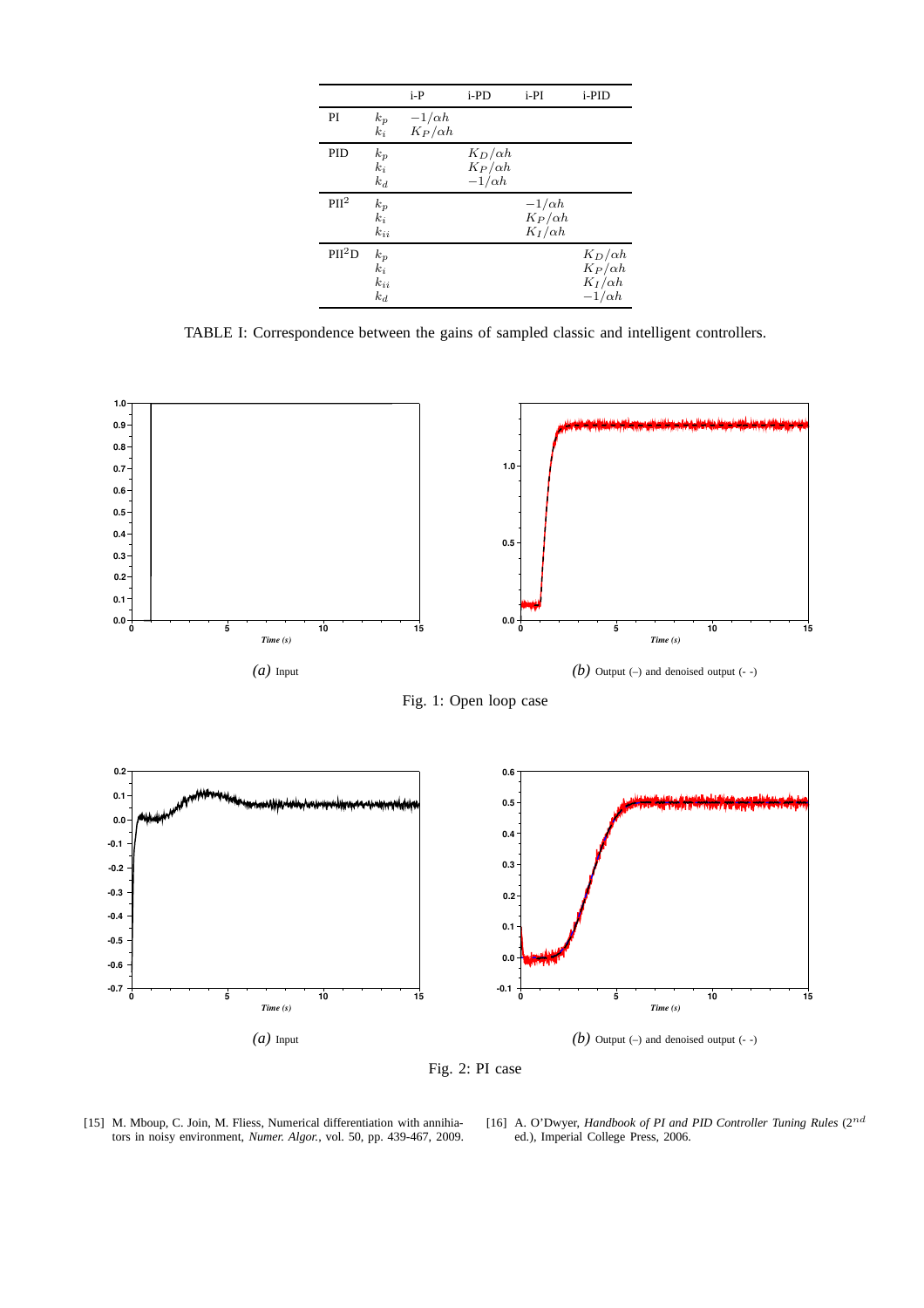|  |  | i-P | i-PD | i-PI | i-PID |
|---|---|---|---|---|---|
| PI | $k_p$ | $-1/\alpha h$ |  |  |  |
|  | $k_i$ | $K_P/\alpha h$ |  |  |  |
| PID | $k_p$ |  | $K_D/\alpha h$ |  |  |
|  | $k_i$ |  | $K_P/\alpha h$ |  |  |
|  | $k_d$ |  | $-1/\alpha h$ |  |  |
| PI$^2$ | $k_p$ |  |  | $-1/\alpha h$ |  |
|  | $k_i$ |  |  | $K_P/\alpha h$ |  |
|  | $k_{ii}$ |  |  | $K_I/\alpha h$ |  |
| PI$^2$D | $k_p$ |  |  |  | $K_D/\alpha h$ |
|  | $k_i$ |  |  |  | $K_P/\alpha h$ |
|  | $k_{ii}$ |  |  |  | $K_I/\alpha h$ |
|  | $k_d$ |  |  |  | $-1/\alpha h$ |

TABLE I: Correspondence between the gains of sampled classic and intelligent controllers.

*(a)* Input

*(b)* Output (–) and denoised output (- -)

Fig. 1: Open loop case

*(a)* Input

*(b)* Output (–) and denoised output (- -)

Fig. 2: PI case

[15] M. Mboup, C. Join, M. Fliess, Numerical differentiation with annihilators in noisy environment, *Numer. Algor.*, vol. 50, pp. 439-467, 2009.

[16] A. O'Dwyer, *Handbook of PI and PID Controller Tuning Rules* ($2^{nd}$ ed.), Imperial College Press, 2006.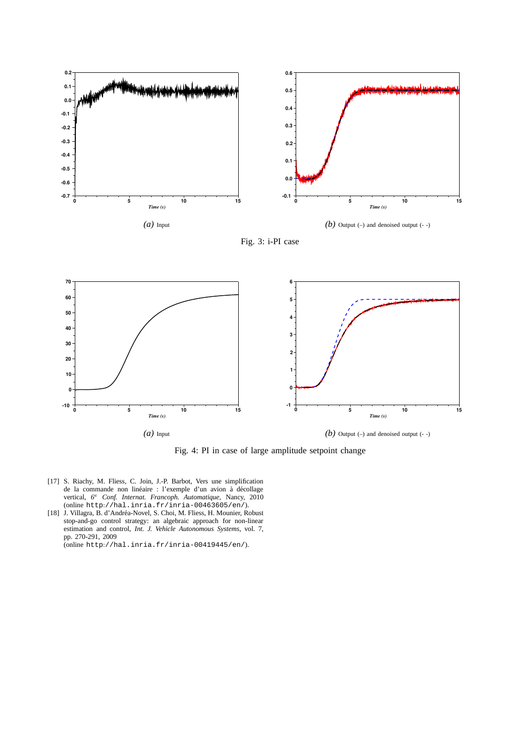*(a)* Input

*(b)* Output (–) and denoised output (- -)

Fig. 3: i-PI case

*(a)* Input

*(b)* Output (–) and denoised output (- -)

Fig. 4: PI in case of large amplitude setpoint change

[17] S. Riachy, M. Fliess, C. Join, J.-P. Barbot, Vers une simplification de la commande non linéaire : l'exemple d'un avion à décollage vertical, *6e Conf. Internat. Francoph. Automatique*, Nancy, 2010 (online `http://hal.inria.fr/inria-00463605/en/`).

[18] J. Villagra, B. d'Andréa-Novel, S. Choi, M. Fliess, H. Mounier, Robust stop-and-go control strategy: an algebraic approach for non-linear estimation and control, *Int. J. Vehicle Autonomous Systems*, vol. 7, pp. 270-291, 2009 (online `http://hal.inria.fr/inria-00419445/en/`).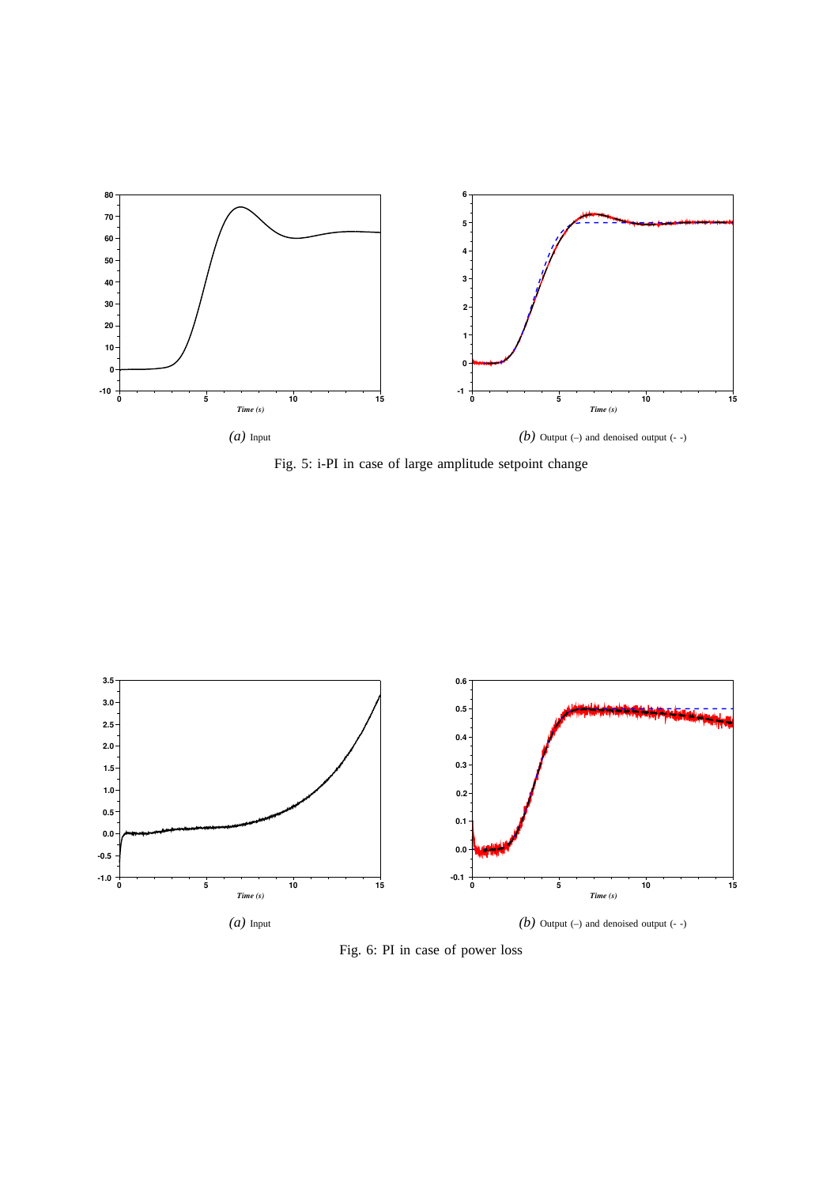(a) Input

(b) Output (–) and denoised output (- -)

Fig. 5: i-PI in case of large amplitude setpoint change

(a) Input

(b) Output (–) and denoised output (- -)

Fig. 6: PI in case of power loss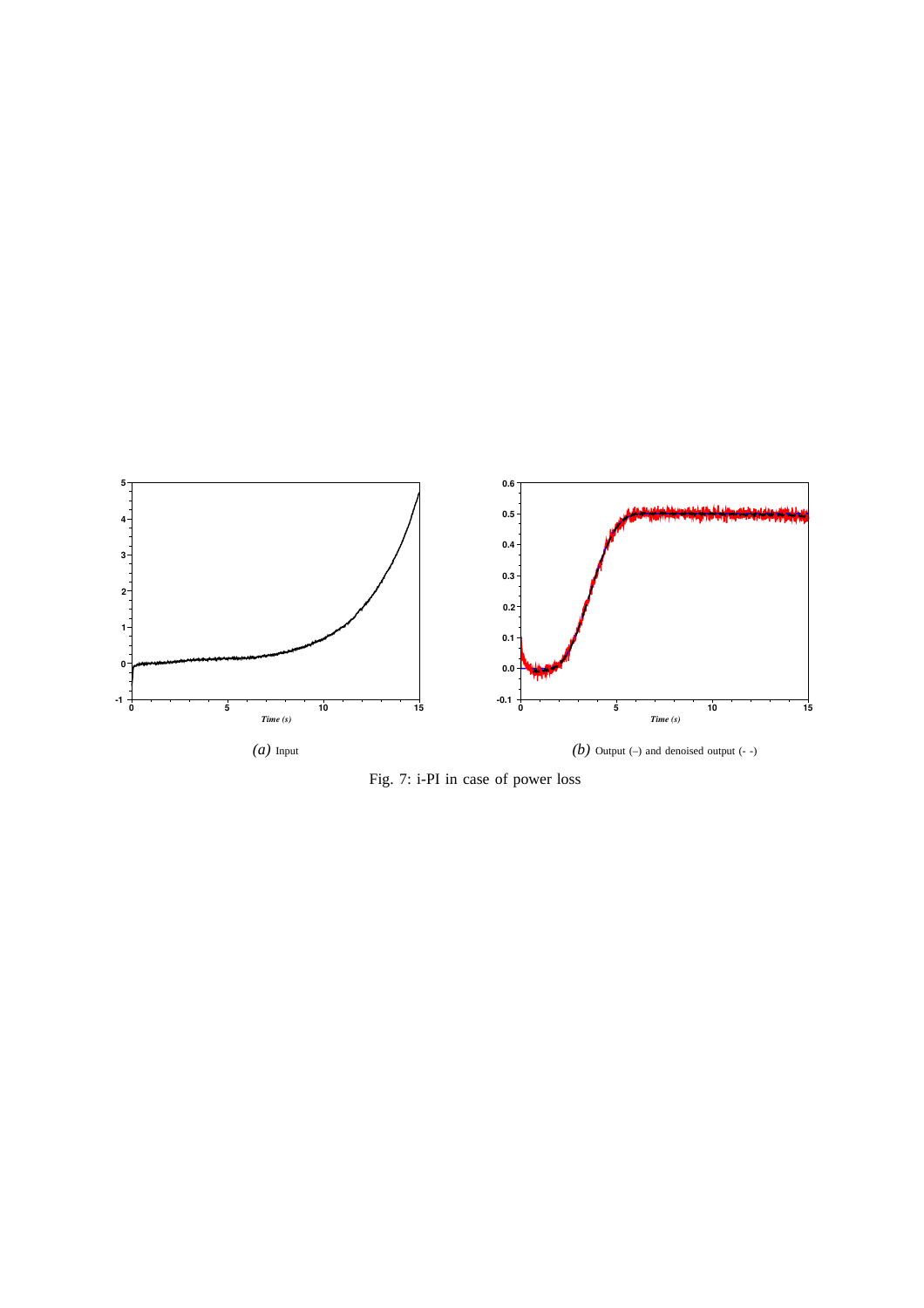5
4
3
2
1
0
-1
0
5
10
15
*Time (s)*

0.6
0.5
0.4
0.3
0.2
0.1
0.0
-0.1
0
5
10
15
*Time (s)*

*(a)* Input

*(b)* Output (–) and denoised output (- -)

Fig. 7: i-PI in case of power loss